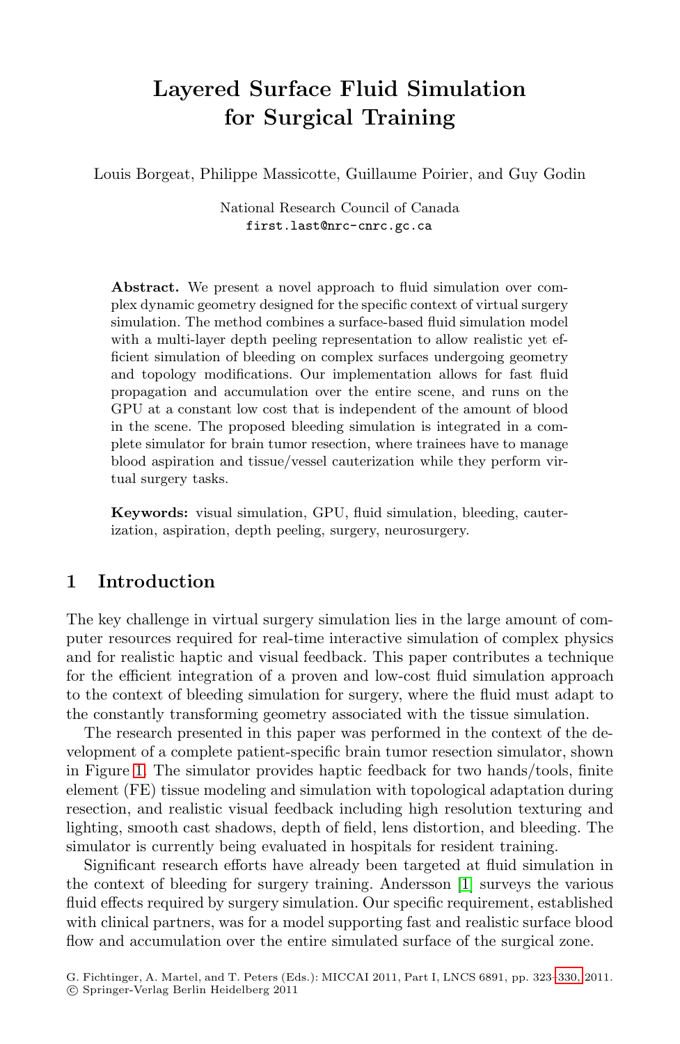# Layered Surface Fluid Simulation for Surgical Training

Louis Borgeat, Philippe Massicotte, Guillaume Poirier, and Guy Godin

National Research Council of Canada
first.last@nrc-cnrc.gc.ca

**Abstract.** We present a novel approach to fluid simulation over complex dynamic geometry designed for the specific context of virtual surgery simulation. The method combines a surface-based fluid simulation model with a multi-layer depth peeling representation to allow realistic yet efficient simulation of bleeding on complex surfaces undergoing geometry and topology modifications. Our implementation allows for fast fluid propagation and accumulation over the entire scene, and runs on the GPU at a constant low cost that is independent of the amount of blood in the scene. The proposed bleeding simulation is integrated in a complete simulator for brain tumor resection, where trainees have to manage blood aspiration and tissue/vessel cauterization while they perform virtual surgery tasks.

**Keywords:** visual simulation, GPU, fluid simulation, bleeding, cauterization, aspiration, depth peeling, surgery, neurosurgery.

## 1 Introduction

The key challenge in virtual surgery simulation lies in the large amount of computer resources required for real-time interactive simulation of complex physics and for realistic haptic and visual feedback. This paper contributes a technique for the efficient integration of a proven and low-cost fluid simulation approach to the context of bleeding simulation for surgery, where the fluid must adapt to the constantly transforming geometry associated with the tissue simulation.

The research presented in this paper was performed in the context of the development of a complete patient-specific brain tumor resection simulator, shown in Figure 1. The simulator provides haptic feedback for two hands/tools, finite element (FE) tissue modeling and simulation with topological adaptation during resection, and realistic visual feedback including high resolution texturing and lighting, smooth cast shadows, depth of field, lens distortion, and bleeding. The simulator is currently being evaluated in hospitals for resident training.

Significant research efforts have already been targeted at fluid simulation in the context of bleeding for surgery training. Andersson [1] surveys the various fluid effects required by surgery simulation. Our specific requirement, established with clinical partners, was for a model supporting fast and realistic surface blood flow and accumulation over the entire simulated surface of the surgical zone.

G. Fichtinger, A. Martel, and T. Peters (Eds.): MICCAI 2011, Part I, LNCS 6891, pp. 323–330, 2011.
© Springer-Verlag Berlin Heidelberg 2011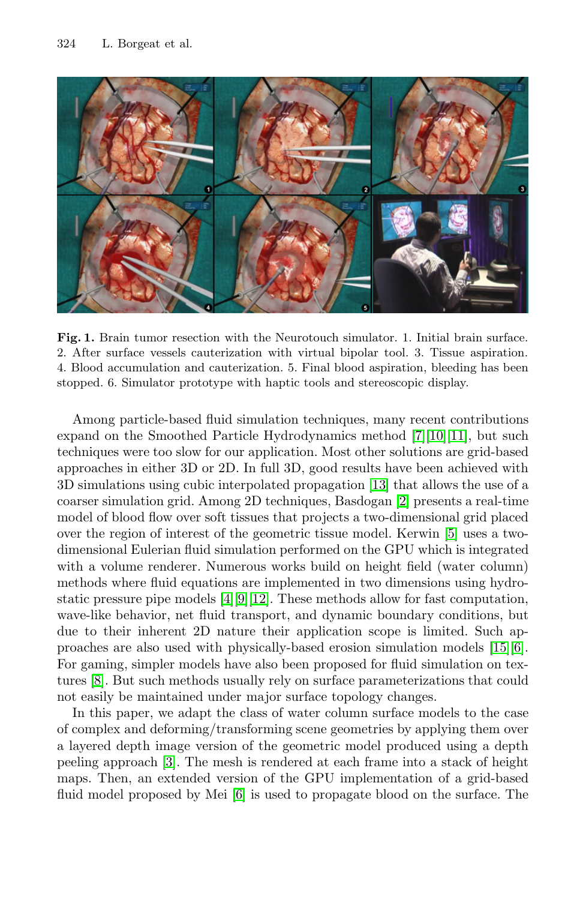**Fig. 1.** Brain tumor resection with the Neurotouch simulator. 1. Initial brain surface. 2. After surface vessels cauterization with virtual bipolar tool. 3. Tissue aspiration. 4. Blood accumulation and cauterization. 5. Final blood aspiration, bleeding has been stopped. 6. Simulator prototype with haptic tools and stereoscopic display.

Among particle-based fluid simulation techniques, many recent contributions expand on the Smoothed Particle Hydrodynamics method [7][10][11], but such techniques were too slow for our application. Most other solutions are grid-based approaches in either 3D or 2D. In full 3D, good results have been achieved with 3D simulations using cubic interpolated propagation [13] that allows the use of a coarser simulation grid. Among 2D techniques, Basdogan [2] presents a real-time model of blood flow over soft tissues that projects a two-dimensional grid placed over the region of interest of the geometric tissue model. Kerwin [5] uses a two-dimensional Eulerian fluid simulation performed on the GPU which is integrated with a volume renderer. Numerous works build on height field (water column) methods where fluid equations are implemented in two dimensions using hydrostatic pressure pipe models [4][9][12]. These methods allow for fast computation, wave-like behavior, net fluid transport, and dynamic boundary conditions, but due to their inherent 2D nature their application scope is limited. Such approaches are also used with physically-based erosion simulation models [15][6]. For gaming, simpler models have also been proposed for fluid simulation on textures [8]. But such methods usually rely on surface parameterizations that could not easily be maintained under major surface topology changes.

In this paper, we adapt the class of water column surface models to the case of complex and deforming/transforming scene geometries by applying them over a layered depth image version of the geometric model produced using a depth peeling approach [3]. The mesh is rendered at each frame into a stack of height maps. Then, an extended version of the GPU implementation of a grid-based fluid model proposed by Mei [6] is used to propagate blood on the surface. The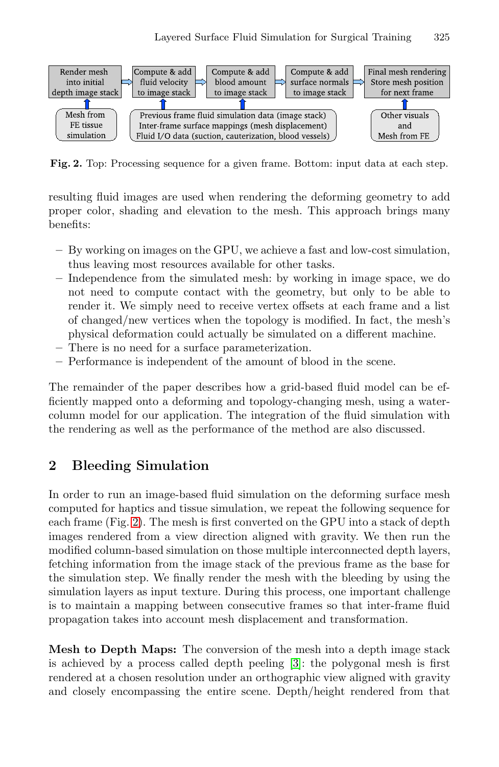Render mesh into initial depth image stack → Compute & add fluid velocity to image stack → Compute & add blood amount to image stack → Compute & add surface normals to image stack → Final mesh rendering Store mesh position for next frame

Mesh from FE tissue simulation | Previous frame fluid simulation data (image stack) Inter-frame surface mappings (mesh displacement) Fluid I/O data (suction, cauterization, blood vessels) | Other visuals and Mesh from FE

**Fig. 2.** Top: Processing sequence for a given frame. Bottom: input data at each step.

resulting fluid images are used when rendering the deforming geometry to add proper color, shading and elevation to the mesh. This approach brings many benefits:

- By working on images on the GPU, we achieve a fast and low-cost simulation, thus leaving most resources available for other tasks.
- Independence from the simulated mesh: by working in image space, we do not need to compute contact with the geometry, but only to be able to render it. We simply need to receive vertex offsets at each frame and a list of changed/new vertices when the topology is modified. In fact, the mesh's physical deformation could actually be simulated on a different machine.
- There is no need for a surface parameterization.
- Performance is independent of the amount of blood in the scene.

The remainder of the paper describes how a grid-based fluid model can be efficiently mapped onto a deforming and topology-changing mesh, using a water-column model for our application. The integration of the fluid simulation with the rendering as well as the performance of the method are also discussed.

## 2 Bleeding Simulation

In order to run an image-based fluid simulation on the deforming surface mesh computed for haptics and tissue simulation, we repeat the following sequence for each frame (Fig. 2). The mesh is first converted on the GPU into a stack of depth images rendered from a view direction aligned with gravity. We then run the modified column-based simulation on those multiple interconnected depth layers, fetching information from the image stack of the previous frame as the base for the simulation step. We finally render the mesh with the bleeding by using the simulation layers as input texture. During this process, one important challenge is to maintain a mapping between consecutive frames so that inter-frame fluid propagation takes into account mesh displacement and transformation.

**Mesh to Depth Maps:** The conversion of the mesh into a depth image stack is achieved by a process called depth peeling [3]: the polygonal mesh is first rendered at a chosen resolution under an orthographic view aligned with gravity and closely encompassing the entire scene. Depth/height rendered from that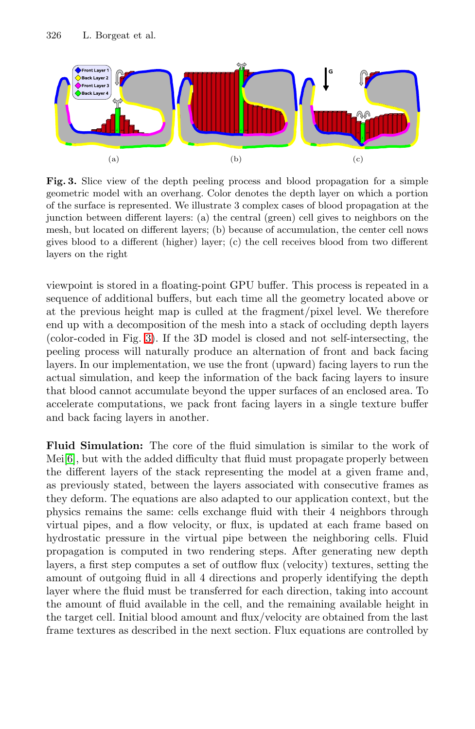Fig. 3. Slice view of the depth peeling process and blood propagation for a simple geometric model with an overhang. Color denotes the depth layer on which a portion of the surface is represented. We illustrate 3 complex cases of blood propagation at the junction between different layers: (a) the central (green) cell gives to neighbors on the mesh, but located on different layers; (b) because of accumulation, the center cell nows gives blood to a different (higher) layer; (c) the cell receives blood from two different layers on the right

viewpoint is stored in a floating-point GPU buffer. This process is repeated in a sequence of additional buffers, but each time all the geometry located above or at the previous height map is culled at the fragment/pixel level. We therefore end up with a decomposition of the mesh into a stack of occluding depth layers (color-coded in Fig. 3). If the 3D model is closed and not self-intersecting, the peeling process will naturally produce an alternation of front and back facing layers. In our implementation, we use the front (upward) facing layers to run the actual simulation, and keep the information of the back facing layers to insure that blood cannot accumulate beyond the upper surfaces of an enclosed area. To accelerate computations, we pack front facing layers in a single texture buffer and back facing layers in another.

**Fluid Simulation:** The core of the fluid simulation is similar to the work of Mei[6], but with the added difficulty that fluid must propagate properly between the different layers of the stack representing the model at a given frame and, as previously stated, between the layers associated with consecutive frames as they deform. The equations are also adapted to our application context, but the physics remains the same: cells exchange fluid with their 4 neighbors through virtual pipes, and a flow velocity, or flux, is updated at each frame based on hydrostatic pressure in the virtual pipe between the neighboring cells. Fluid propagation is computed in two rendering steps. After generating new depth layers, a first step computes a set of outflow flux (velocity) textures, setting the amount of outgoing fluid in all 4 directions and properly identifying the depth layer where the fluid must be transferred for each direction, taking into account the amount of fluid available in the cell, and the remaining available height in the target cell. Initial blood amount and flux/velocity are obtained from the last frame textures as described in the next section. Flux equations are controlled by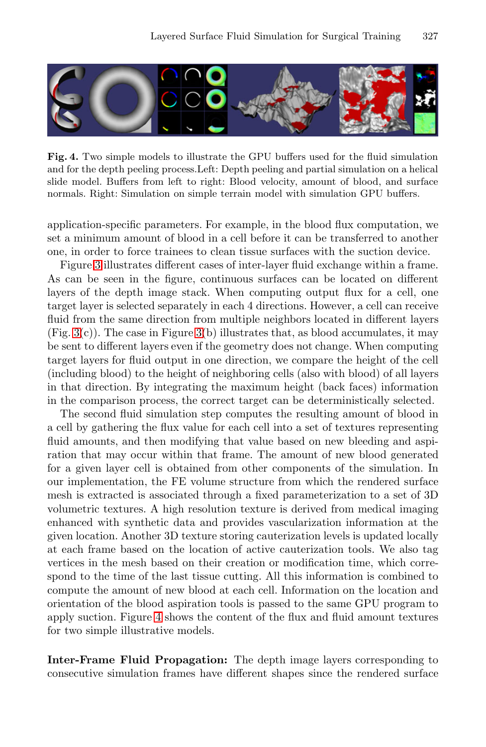**Fig. 4.** Two simple models to illustrate the GPU buffers used for the fluid simulation and for the depth peeling process.Left: Depth peeling and partial simulation on a helical slide model. Buffers from left to right: Blood velocity, amount of blood, and surface normals. Right: Simulation on simple terrain model with simulation GPU buffers.

application-specific parameters. For example, in the blood flux computation, we set a minimum amount of blood in a cell before it can be transferred to another one, in order to force trainees to clean tissue surfaces with the suction device.

Figure 3 illustrates different cases of inter-layer fluid exchange within a frame. As can be seen in the figure, continuous surfaces can be located on different layers of the depth image stack. When computing output flux for a cell, one target layer is selected separately in each 4 directions. However, a cell can receive fluid from the same direction from multiple neighbors located in different layers (Fig. 3(c)). The case in Figure 3(b) illustrates that, as blood accumulates, it may be sent to different layers even if the geometry does not change. When computing target layers for fluid output in one direction, we compare the height of the cell (including blood) to the height of neighboring cells (also with blood) of all layers in that direction. By integrating the maximum height (back faces) information in the comparison process, the correct target can be deterministically selected.

The second fluid simulation step computes the resulting amount of blood in a cell by gathering the flux value for each cell into a set of textures representing fluid amounts, and then modifying that value based on new bleeding and aspiration that may occur within that frame. The amount of new blood generated for a given layer cell is obtained from other components of the simulation. In our implementation, the FE volume structure from which the rendered surface mesh is extracted is associated through a fixed parameterization to a set of 3D volumetric textures. A high resolution texture is derived from medical imaging enhanced with synthetic data and provides vascularization information at the given location. Another 3D texture storing cauterization levels is updated locally at each frame based on the location of active cauterization tools. We also tag vertices in the mesh based on their creation or modification time, which correspond to the time of the last tissue cutting. All this information is combined to compute the amount of new blood at each cell. Information on the location and orientation of the blood aspiration tools is passed to the same GPU program to apply suction. Figure 4 shows the content of the flux and fluid amount textures for two simple illustrative models.

**Inter-Frame Fluid Propagation:** The depth image layers corresponding to consecutive simulation frames have different shapes since the rendered surface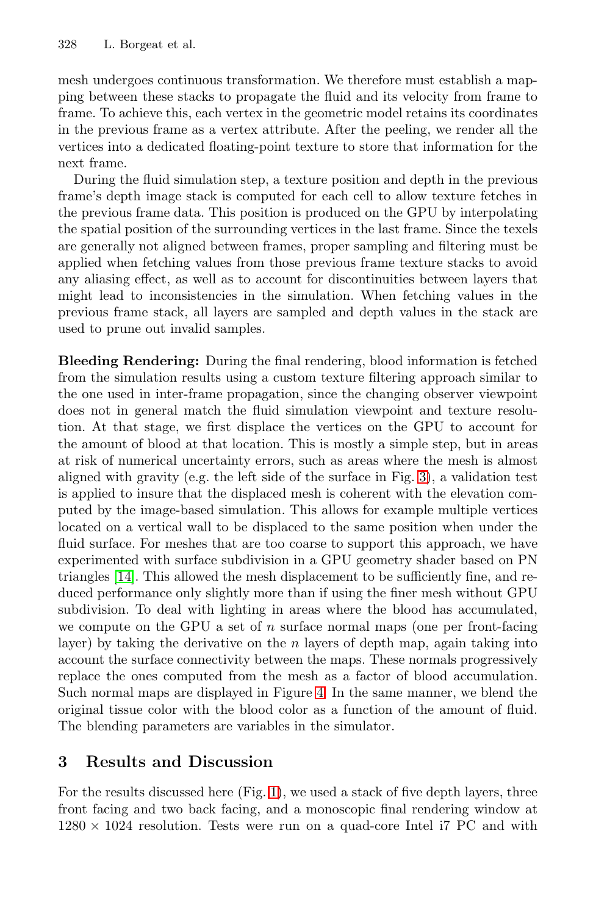mesh undergoes continuous transformation. We therefore must establish a mapping between these stacks to propagate the fluid and its velocity from frame to frame. To achieve this, each vertex in the geometric model retains its coordinates in the previous frame as a vertex attribute. After the peeling, we render all the vertices into a dedicated floating-point texture to store that information for the next frame.

During the fluid simulation step, a texture position and depth in the previous frame's depth image stack is computed for each cell to allow texture fetches in the previous frame data. This position is produced on the GPU by interpolating the spatial position of the surrounding vertices in the last frame. Since the texels are generally not aligned between frames, proper sampling and filtering must be applied when fetching values from those previous frame texture stacks to avoid any aliasing effect, as well as to account for discontinuities between layers that might lead to inconsistencies in the simulation. When fetching values in the previous frame stack, all layers are sampled and depth values in the stack are used to prune out invalid samples.

**Bleeding Rendering:** During the final rendering, blood information is fetched from the simulation results using a custom texture filtering approach similar to the one used in inter-frame propagation, since the changing observer viewpoint does not in general match the fluid simulation viewpoint and texture resolution. At that stage, we first displace the vertices on the GPU to account for the amount of blood at that location. This is mostly a simple step, but in areas at risk of numerical uncertainty errors, such as areas where the mesh is almost aligned with gravity (e.g. the left side of the surface in Fig. 3), a validation test is applied to insure that the displaced mesh is coherent with the elevation computed by the image-based simulation. This allows for example multiple vertices located on a vertical wall to be displaced to the same position when under the fluid surface. For meshes that are too coarse to support this approach, we have experimented with surface subdivision in a GPU geometry shader based on PN triangles [14]. This allowed the mesh displacement to be sufficiently fine, and reduced performance only slightly more than if using the finer mesh without GPU subdivision. To deal with lighting in areas where the blood has accumulated, we compute on the GPU a set of $n$ surface normal maps (one per front-facing layer) by taking the derivative on the $n$ layers of depth map, again taking into account the surface connectivity between the maps. These normals progressively replace the ones computed from the mesh as a factor of blood accumulation. Such normal maps are displayed in Figure 4. In the same manner, we blend the original tissue color with the blood color as a function of the amount of fluid. The blending parameters are variables in the simulator.

## 3 Results and Discussion

For the results discussed here (Fig. 1), we used a stack of five depth layers, three front facing and two back facing, and a monoscopic final rendering window at $1280 \times 1024$ resolution. Tests were run on a quad-core Intel i7 PC and with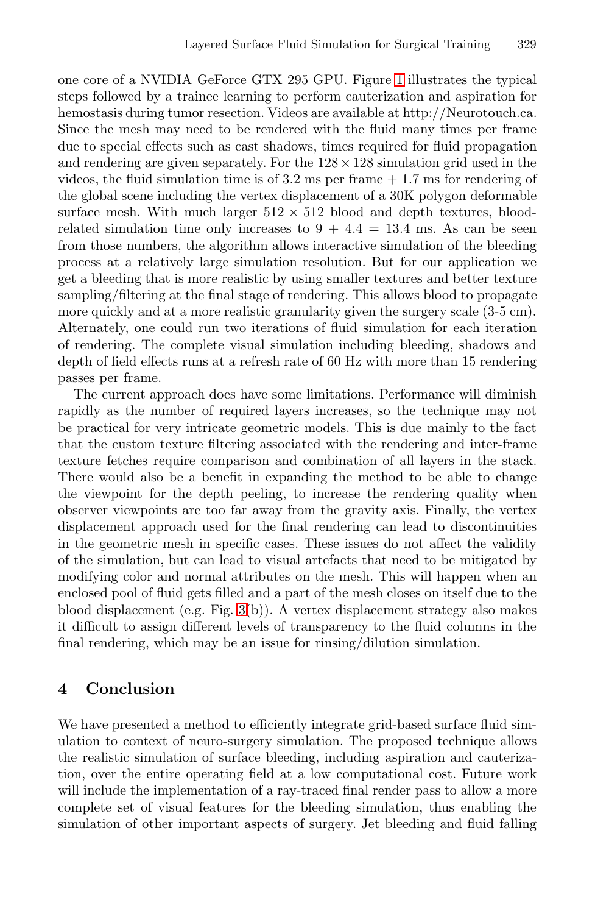one core of a NVIDIA GeForce GTX 295 GPU. Figure 1 illustrates the typical steps followed by a trainee learning to perform cauterization and aspiration for hemostasis during tumor resection. Videos are available at http://Neurotouch.ca. Since the mesh may need to be rendered with the fluid many times per frame due to special effects such as cast shadows, times required for fluid propagation and rendering are given separately. For the $128 \times 128$ simulation grid used in the videos, the fluid simulation time is of 3.2 ms per frame + 1.7 ms for rendering of the global scene including the vertex displacement of a 30K polygon deformable surface mesh. With much larger $512 \times 512$ blood and depth textures, blood-related simulation time only increases to $9 + 4.4 = 13.4$ ms. As can be seen from those numbers, the algorithm allows interactive simulation of the bleeding process at a relatively large simulation resolution. But for our application we get a bleeding that is more realistic by using smaller textures and better texture sampling/filtering at the final stage of rendering. This allows blood to propagate more quickly and at a more realistic granularity given the surgery scale (3-5 cm). Alternately, one could run two iterations of fluid simulation for each iteration of rendering. The complete visual simulation including bleeding, shadows and depth of field effects runs at a refresh rate of 60 Hz with more than 15 rendering passes per frame.

The current approach does have some limitations. Performance will diminish rapidly as the number of required layers increases, so the technique may not be practical for very intricate geometric models. This is due mainly to the fact that the custom texture filtering associated with the rendering and inter-frame texture fetches require comparison and combination of all layers in the stack. There would also be a benefit in expanding the method to be able to change the viewpoint for the depth peeling, to increase the rendering quality when observer viewpoints are too far away from the gravity axis. Finally, the vertex displacement approach used for the final rendering can lead to discontinuities in the geometric mesh in specific cases. These issues do not affect the validity of the simulation, but can lead to visual artefacts that need to be mitigated by modifying color and normal attributes on the mesh. This will happen when an enclosed pool of fluid gets filled and a part of the mesh closes on itself due to the blood displacement (e.g. Fig. 3(b)). A vertex displacement strategy also makes it difficult to assign different levels of transparency to the fluid columns in the final rendering, which may be an issue for rinsing/dilution simulation.

## 4 Conclusion

We have presented a method to efficiently integrate grid-based surface fluid simulation to context of neuro-surgery simulation. The proposed technique allows the realistic simulation of surface bleeding, including aspiration and cauterization, over the entire operating field at a low computational cost. Future work will include the implementation of a ray-traced final render pass to allow a more complete set of visual features for the bleeding simulation, thus enabling the simulation of other important aspects of surgery. Jet bleeding and fluid falling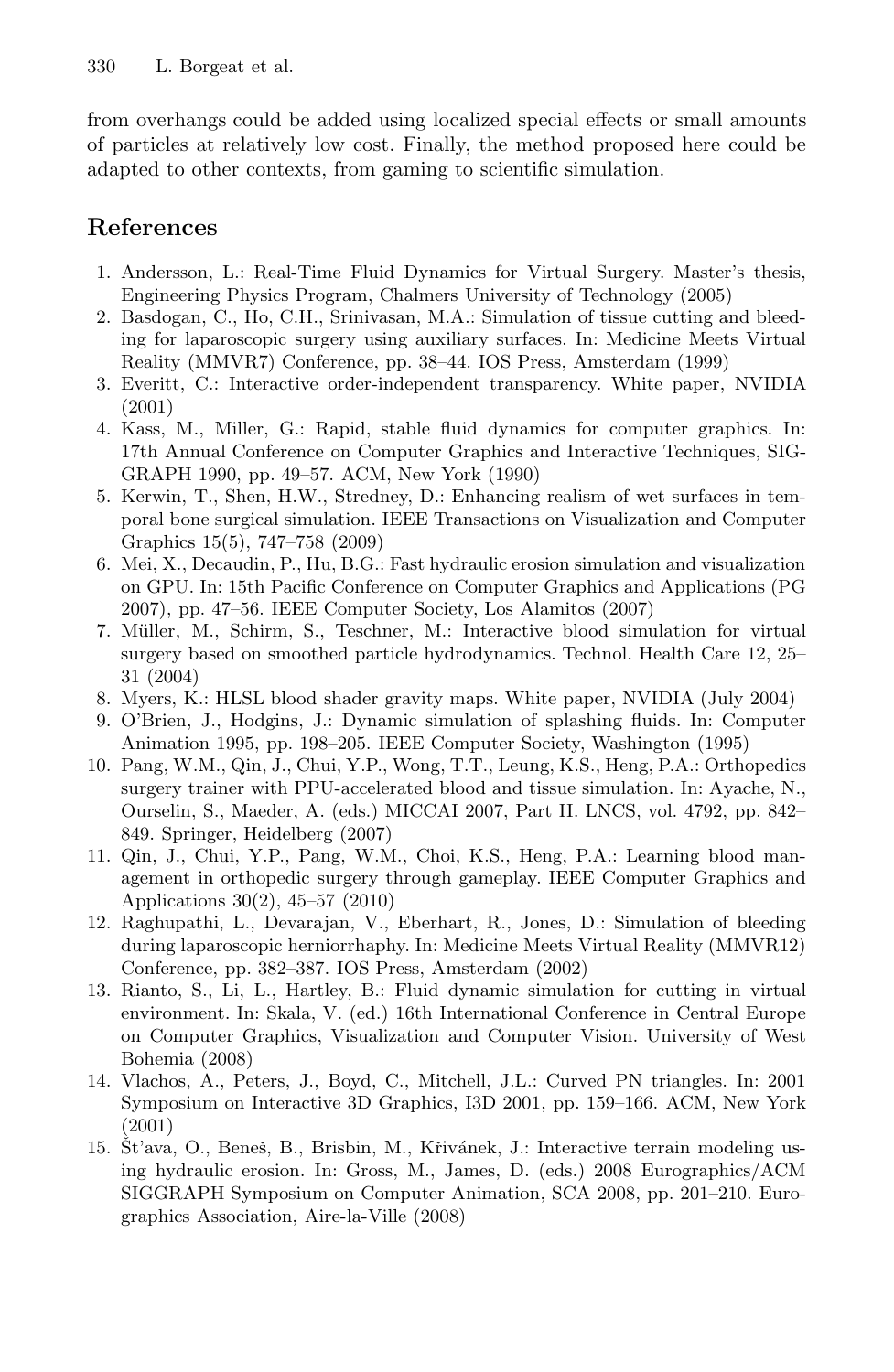from overhangs could be added using localized special effects or small amounts of particles at relatively low cost. Finally, the method proposed here could be adapted to other contexts, from gaming to scientific simulation.

## References

1. Andersson, L.: Real-Time Fluid Dynamics for Virtual Surgery. Master's thesis, Engineering Physics Program, Chalmers University of Technology (2005)
2. Basdogan, C., Ho, C.H., Srinivasan, M.A.: Simulation of tissue cutting and bleeding for laparoscopic surgery using auxiliary surfaces. In: Medicine Meets Virtual Reality (MMVR7) Conference, pp. 38–44. IOS Press, Amsterdam (1999)
3. Everitt, C.: Interactive order-independent transparency. White paper, NVIDIA (2001)
4. Kass, M., Miller, G.: Rapid, stable fluid dynamics for computer graphics. In: 17th Annual Conference on Computer Graphics and Interactive Techniques, SIGGRAPH 1990, pp. 49–57. ACM, New York (1990)
5. Kerwin, T., Shen, H.W., Stredney, D.: Enhancing realism of wet surfaces in temporal bone surgical simulation. IEEE Transactions on Visualization and Computer Graphics 15(5), 747–758 (2009)
6. Mei, X., Decaudin, P., Hu, B.G.: Fast hydraulic erosion simulation and visualization on GPU. In: 15th Pacific Conference on Computer Graphics and Applications (PG 2007), pp. 47–56. IEEE Computer Society, Los Alamitos (2007)
7. Müller, M., Schirm, S., Teschner, M.: Interactive blood simulation for virtual surgery based on smoothed particle hydrodynamics. Technol. Health Care 12, 25–31 (2004)
8. Myers, K.: HLSL blood shader gravity maps. White paper, NVIDIA (July 2004)
9. O'Brien, J., Hodgins, J.: Dynamic simulation of splashing fluids. In: Computer Animation 1995, pp. 198–205. IEEE Computer Society, Washington (1995)
10. Pang, W.M., Qin, J., Chui, Y.P., Wong, T.T., Leung, K.S., Heng, P.A.: Orthopedics surgery trainer with PPU-accelerated blood and tissue simulation. In: Ayache, N., Ourselin, S., Maeder, A. (eds.) MICCAI 2007, Part II. LNCS, vol. 4792, pp. 842–849. Springer, Heidelberg (2007)
11. Qin, J., Chui, Y.P., Pang, W.M., Choi, K.S., Heng, P.A.: Learning blood management in orthopedic surgery through gameplay. IEEE Computer Graphics and Applications 30(2), 45–57 (2010)
12. Raghupathi, L., Devarajan, V., Eberhart, R., Jones, D.: Simulation of bleeding during laparoscopic herniorrhaphy. In: Medicine Meets Virtual Reality (MMVR12) Conference, pp. 382–387. IOS Press, Amsterdam (2002)
13. Rianto, S., Li, L., Hartley, B.: Fluid dynamic simulation for cutting in virtual environment. In: Skala, V. (ed.) 16th International Conference in Central Europe on Computer Graphics, Visualization and Computer Vision. University of West Bohemia (2008)
14. Vlachos, A., Peters, J., Boyd, C., Mitchell, J.L.: Curved PN triangles. In: 2001 Symposium on Interactive 3D Graphics, I3D 2001, pp. 159–166. ACM, New York (2001)
15. Šťava, O., Beneš, B., Brisbin, M., Křivánek, J.: Interactive terrain modeling using hydraulic erosion. In: Gross, M., James, D. (eds.) 2008 Eurographics/ACM SIGGRAPH Symposium on Computer Animation, SCA 2008, pp. 201–210. Eurographics Association, Aire-la-Ville (2008)